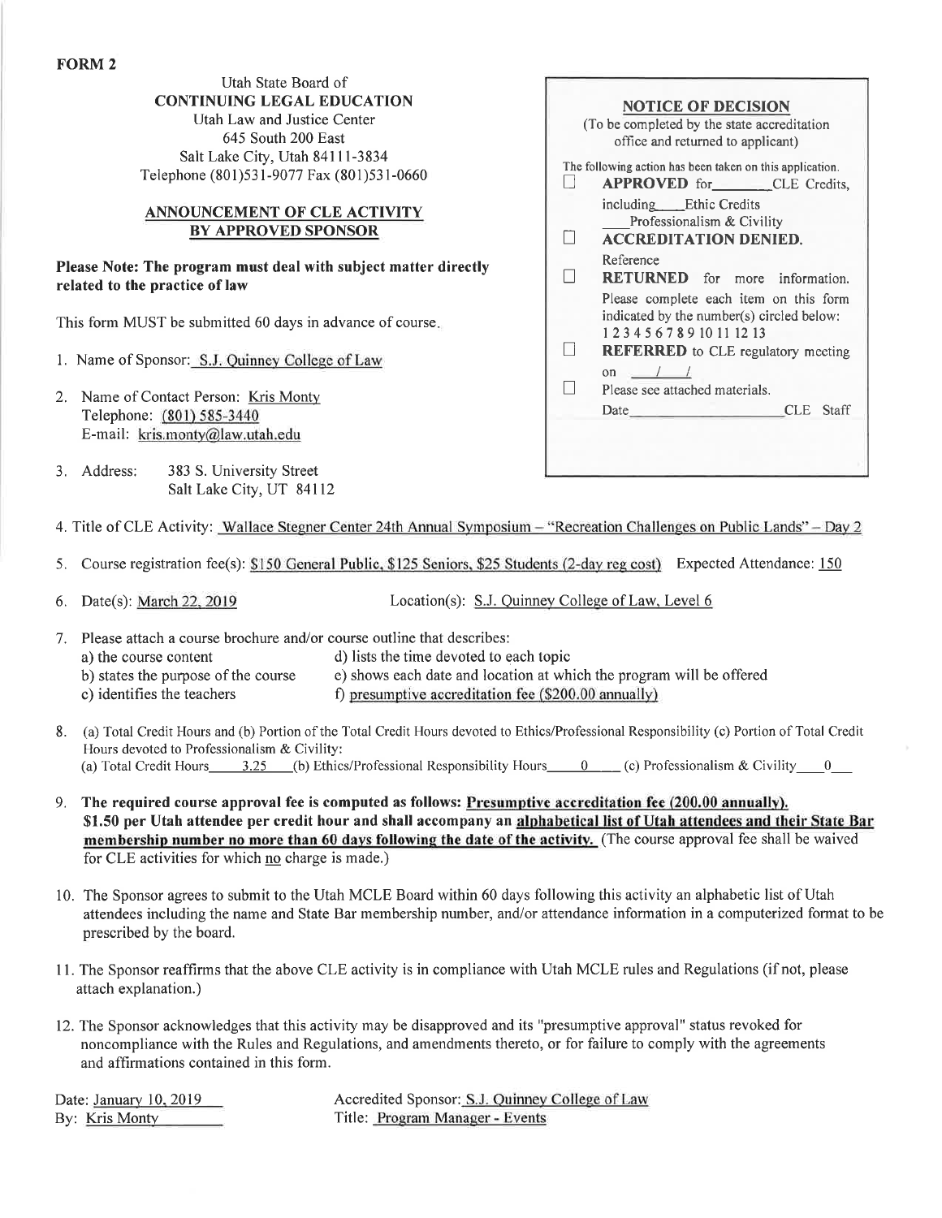**FORM 2**

Utah State Board of
**CONTINUING LEGAL EDUCATION**
Utah Law and Justice Center
645 South 200 East
Salt Lake City, Utah 84111-3834
Telephone (801)531-9077 Fax (801)531-0660

**ANNOUNCEMENT OF CLE ACTIVITY BY APPROVED SPONSOR**

**Please Note: The program must deal with subject matter directly related to the practice of law**

This form MUST be submitted 60 days in advance of course.

1. Name of Sponsor: S.J. Quinney College of Law
2. Name of Contact Person: Kris Monty
   Telephone: (801) 585-3440
   E-mail: kris.monty@law.utah.edu
3. Address: 383 S. University Street
   Salt Lake City, UT 84112

**NOTICE OF DECISION**
(To be completed by the state accreditation office and returned to applicant)

The following action has been taken on this application.

☐ **APPROVED** for _______ CLE Credits, including ____ Ethic Credits ____ Professionalism & Civility

☐ **ACCREDITATION DENIED.** Reference

☐ **RETURNED** for more information. Please complete each item on this form indicated by the number(s) circled below: 1 2 3 4 5 6 7 8 9 10 11 12 13

☐ **REFERRED** to CLE regulatory meeting on ___/___/___

☐ Please see attached materials.

Date ____________________ CLE Staff

4. Title of CLE Activity: Wallace Stegner Center 24th Annual Symposium – "Recreation Challenges on Public Lands" – Day 2
5. Course registration fee(s): $150 General Public, $125 Seniors, $25 Students (2-day reg cost) Expected Attendance: 150
6. Date(s): March 22, 2019 Location(s): S.J. Quinney College of Law, Level 6
7. Please attach a course brochure and/or course outline that describes:
   a) the course content
   b) states the purpose of the course
   c) identifies the teachers
   d) lists the time devoted to each topic
   e) shows each date and location at which the program will be offered
   f) presumptive accreditation fee ($200.00 annually)
8. (a) Total Credit Hours and (b) Portion of the Total Credit Hours devoted to Ethics/Professional Responsibility (c) Portion of Total Credit Hours devoted to Professionalism & Civility:
   (a) Total Credit Hours 3.25 (b) Ethics/Professional Responsibility Hours 0 (c) Professionalism & Civility 0
9. **The required course approval fee is computed as follows: Presumptive accreditation fee (200.00 annually). $1.50 per Utah attendee per credit hour and shall accompany an alphabetical list of Utah attendees and their State Bar membership number no more than 60 days following the date of the activity.** (The course approval fee shall be waived for CLE activities for which no charge is made.)
10. The Sponsor agrees to submit to the Utah MCLE Board within 60 days following this activity an alphabetic list of Utah attendees including the name and State Bar membership number, and/or attendance information in a computerized format to be prescribed by the board.
11. The Sponsor reaffirms that the above CLE activity is in compliance with Utah MCLE rules and Regulations (if not, please attach explanation.)
12. The Sponsor acknowledges that this activity may be disapproved and its "presumptive approval" status revoked for noncompliance with the Rules and Regulations, and amendments thereto, or for failure to comply with the agreements and affirmations contained in this form.

Date: January 10, 2019
By: Kris Monty

Accredited Sponsor: S.J. Quinney College of Law
Title: Program Manager - Events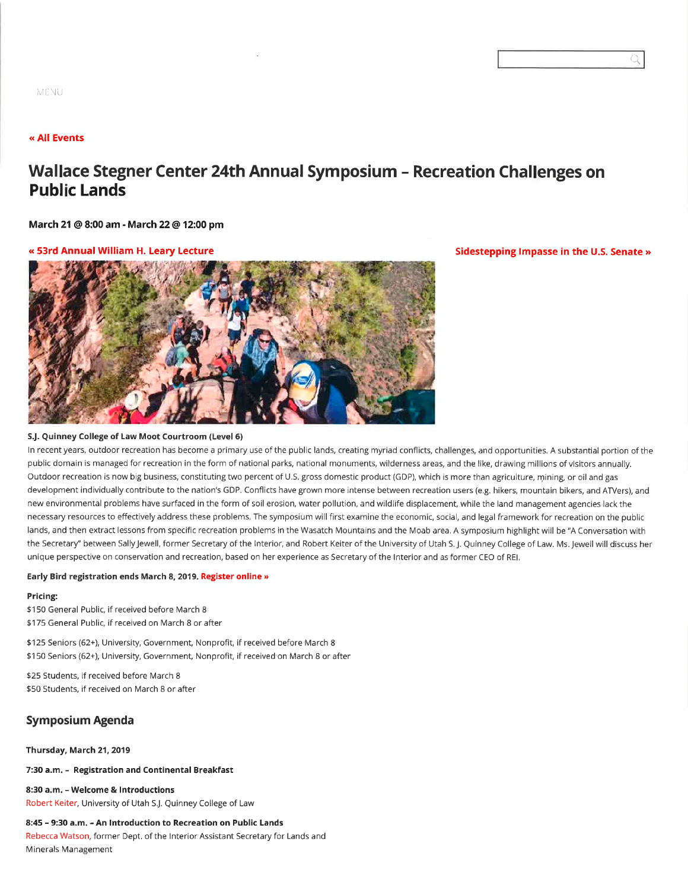MENU

« All Events

# Wallace Stegner Center 24th Annual Symposium – Recreation Challenges on Public Lands

**March 21 @ 8:00 am - March 22 @ 12:00 pm**

« 53rd Annual William H. Leary Lecture

Sidestepping Impasse in the U.S. Senate »

**S.J. Quinney College of Law Moot Courtroom (Level 6)**

In recent years, outdoor recreation has become a primary use of the public lands, creating myriad conflicts, challenges, and opportunities. A substantial portion of the public domain is managed for recreation in the form of national parks, national monuments, wilderness areas, and the like, drawing millions of visitors annually. Outdoor recreation is now big business, constituting two percent of U.S. gross domestic product (GDP), which is more than agriculture, mining, or oil and gas development individually contribute to the nation's GDP. Conflicts have grown more intense between recreation users (e.g. hikers, mountain bikers, and ATVers), and new environmental problems have surfaced in the form of soil erosion, water pollution, and wildlife displacement, while the land management agencies lack the necessary resources to effectively address these problems. The symposium will first examine the economic, social, and legal framework for recreation on the public lands, and then extract lessons from specific recreation problems in the Wasatch Mountains and the Moab area. A symposium highlight will be "A Conversation with the Secretary" between Sally Jewell, former Secretary of the Interior, and Robert Keiter of the University of Utah S. J. Quinney College of Law. Ms. Jewell will discuss her unique perspective on conservation and recreation, based on her experience as Secretary of the Interior and as former CEO of REI.

**Early Bird registration ends March 8, 2019.** Register online »

**Pricing:**
$150 General Public, if received before March 8
$175 General Public, if received on March 8 or after

$125 Seniors (62+), University, Government, Nonprofit, if received before March 8
$150 Seniors (62+), University, Government, Nonprofit, if received on March 8 or after

$25 Students, if received before March 8
$50 Students, if received on March 8 or after

## Symposium Agenda

**Thursday, March 21, 2019**

**7:30 a.m. – Registration and Continental Breakfast**

**8:30 a.m. – Welcome & Introductions**
Robert Keiter, University of Utah S.J. Quinney College of Law

**8:45 – 9:30 a.m. – An Introduction to Recreation on Public Lands**
Rebecca Watson, former Dept. of the Interior Assistant Secretary for Lands and Minerals Management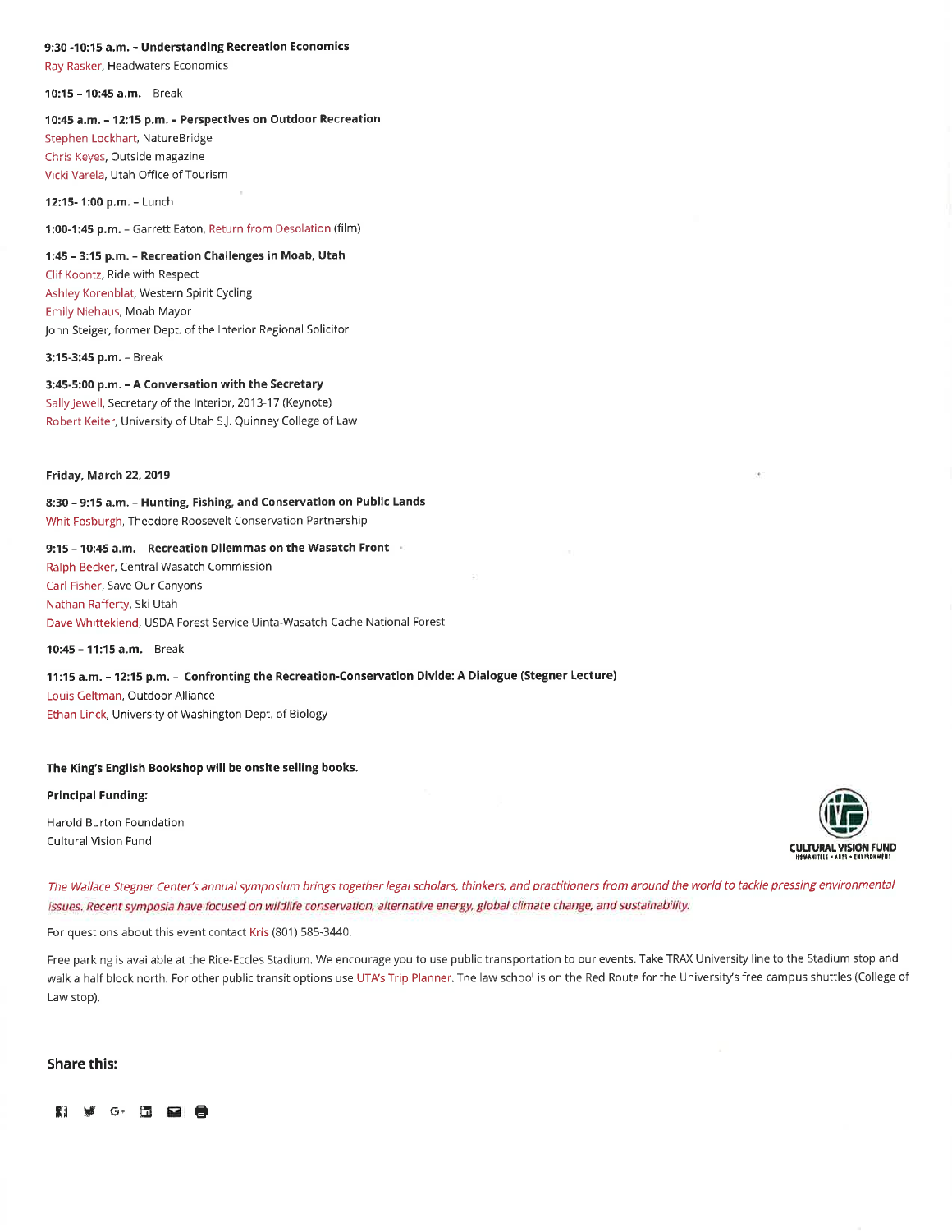**9:30 -10:15 a.m. – Understanding Recreation Economics**
Ray Rasker, Headwaters Economics

**10:15 – 10:45 a.m.** – Break

**10:45 a.m. – 12:15 p.m. – Perspectives on Outdoor Recreation**
Stephen Lockhart, NatureBridge
Chris Keyes, Outside magazine
Vicki Varela, Utah Office of Tourism

**12:15- 1:00 p.m.** – Lunch

**1:00-1:45 p.m.** – Garrett Eaton, Return from Desolation (film)

**1:45 – 3:15 p.m. – Recreation Challenges in Moab, Utah**
Clif Koontz, Ride with Respect
Ashley Korenblat, Western Spirit Cycling
Emily Niehaus, Moab Mayor
John Steiger, former Dept. of the Interior Regional Solicitor

**3:15-3:45 p.m.** – Break

**3:45-5:00 p.m. – A Conversation with the Secretary**
Sally Jewell, Secretary of the Interior, 2013-17 (Keynote)
Robert Keiter, University of Utah S.J. Quinney College of Law

**Friday, March 22, 2019**

**8:30 – 9:15 a.m.** – **Hunting, Fishing, and Conservation on Public Lands**
Whit Fosburgh, Theodore Roosevelt Conservation Partnership

**9:15 – 10:45 a.m.** – **Recreation Dilemmas on the Wasatch Front**
Ralph Becker, Central Wasatch Commission
Carl Fisher, Save Our Canyons
Nathan Rafferty, Ski Utah
Dave Whittekiend, USDA Forest Service Uinta-Wasatch-Cache National Forest

**10:45 – 11:15 a.m.** – Break

**11:15 a.m. – 12:15 p.m.** – **Confronting the Recreation-Conservation Divide: A Dialogue (Stegner Lecture)**
Louis Geltman, Outdoor Alliance
Ethan Linck, University of Washington Dept. of Biology

**The King's English Bookshop will be onsite selling books.**

**Principal Funding:**

Harold Burton Foundation
Cultural Vision Fund

*The Wallace Stegner Center's annual symposium brings together legal scholars, thinkers, and practitioners from around the world to tackle pressing environmental issues. Recent symposia have focused on wildlife conservation, alternative energy, global climate change, and sustainability.*

For questions about this event contact Kris (801) 585-3440.

Free parking is available at the Rice-Eccles Stadium. We encourage you to use public transportation to our events. Take TRAX University line to the Stadium stop and walk a half block north. For other public transit options use UTA's Trip Planner. The law school is on the Red Route for the University's free campus shuttles (College of Law stop).

**Share this:**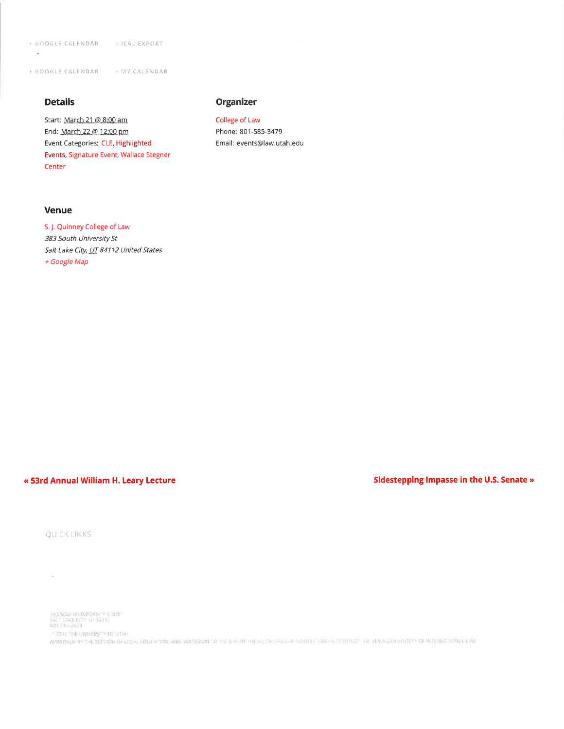+ GOOGLE CALENDAR    + ICAL EXPORT

+ GOOGLE CALENDAR    + MY CALENDAR

## Details

Start: March 21 @ 8:00 am
End: March 22 @ 12:00 pm
Event Categories: CLE, Highlighted Events, Signature Event, Wallace Stegner Center

## Organizer

College of Law
Phone: 801-585-3479
Email: events@law.utah.edu

## Venue

S. J. Quinney College of Law
*383 South University St*
*Salt Lake City, UT 84112 United States*
*+ Google Map*

**« 53rd Annual William H. Leary Lecture**

**Sidestepping Impasse in the U.S. Senate »**

QUICK LINKS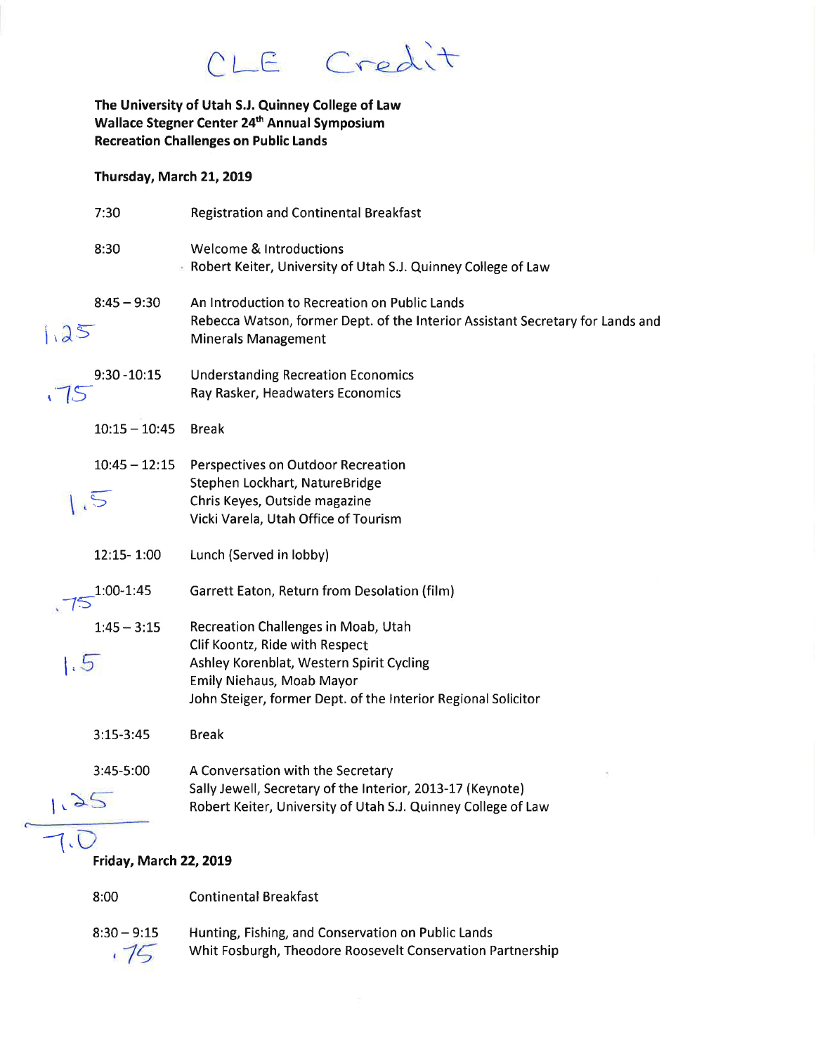CLE Credit

**The University of Utah S.J. Quinney College of Law**
**Wallace Stegner Center 24th Annual Symposium**
**Recreation Challenges on Public Lands**

**Thursday, March 21, 2019**

| CLE | Time | Session |
|---|---|---|
| | 7:30 | Registration and Continental Breakfast |
| | 8:30 | Welcome & Introductions<br>Robert Keiter, University of Utah S.J. Quinney College of Law |
| 1.25 | 8:45 – 9:30 | An Introduction to Recreation on Public Lands<br>Rebecca Watson, former Dept. of the Interior Assistant Secretary for Lands and Minerals Management |
| .75 | 9:30 - 10:15 | Understanding Recreation Economics<br>Ray Rasker, Headwaters Economics |
| | 10:15 – 10:45 | Break |
| 1.5 | 10:45 – 12:15 | Perspectives on Outdoor Recreation<br>Stephen Lockhart, NatureBridge<br>Chris Keyes, Outside magazine<br>Vicki Varela, Utah Office of Tourism |
| | 12:15- 1:00 | Lunch (Served in lobby) |
| .75 | 1:00-1:45 | Garrett Eaton, Return from Desolation (film) |
| 1.5 | 1:45 – 3:15 | Recreation Challenges in Moab, Utah<br>Clif Koontz, Ride with Respect<br>Ashley Korenblat, Western Spirit Cycling<br>Emily Niehaus, Moab Mayor<br>John Steiger, former Dept. of the Interior Regional Solicitor |
| | 3:15-3:45 | Break |
| 1.25 | 3:45-5:00 | A Conversation with the Secretary<br>Sally Jewell, Secretary of the Interior, 2013-17 (Keynote)<br>Robert Keiter, University of Utah S.J. Quinney College of Law |
| 7.0 | | |

**Friday, March 22, 2019**

| Time | Session |
|---|---|
| 8:00 | Continental Breakfast |
| 8:30 – 9:15<br>.75 | Hunting, Fishing, and Conservation on Public Lands<br>Whit Fosburgh, Theodore Roosevelt Conservation Partnership |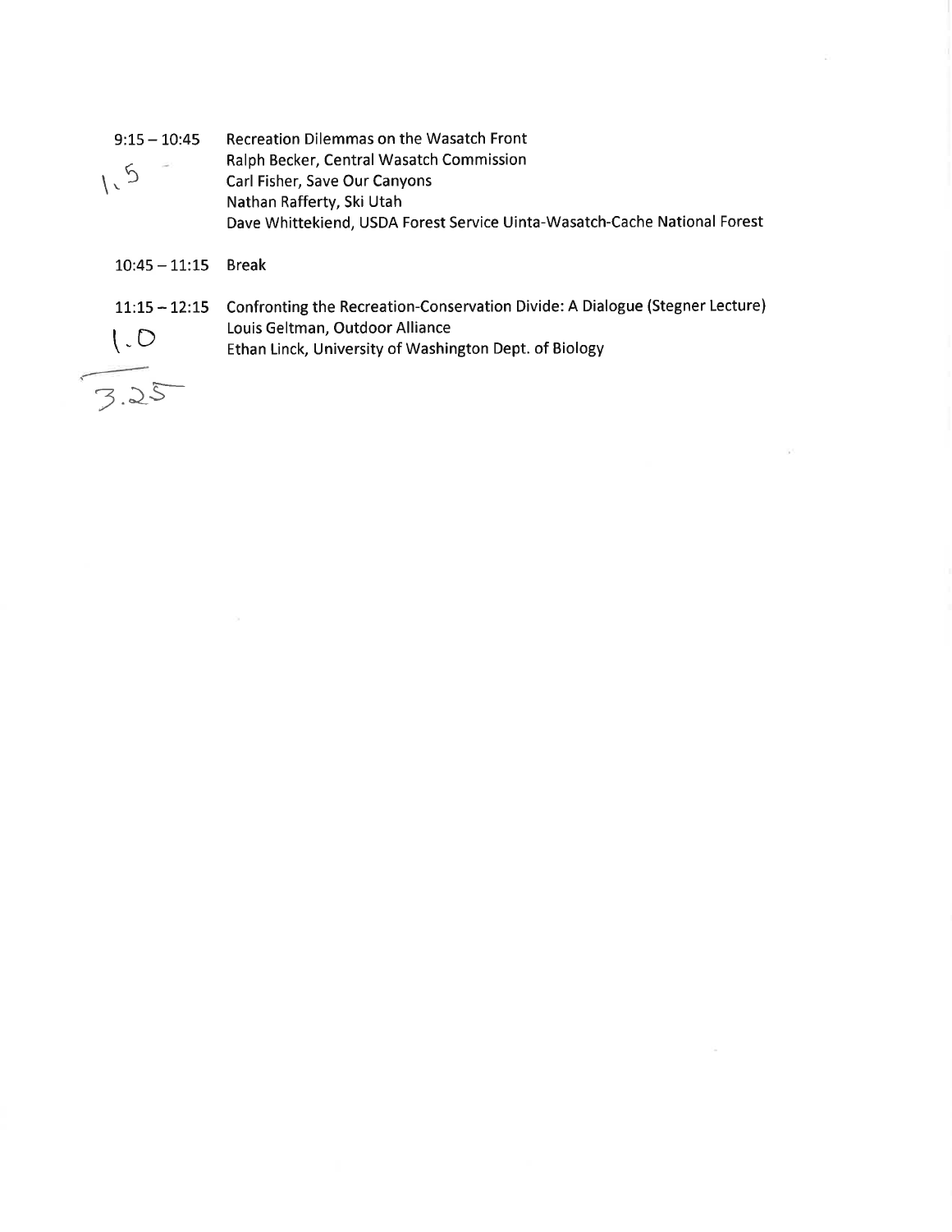| | |
|---|---|
| 9:15 – 10:45 | Recreation Dilemmas on the Wasatch Front |
| 1.5 | Ralph Becker, Central Wasatch Commission |
| | Carl Fisher, Save Our Canyons |
| | Nathan Rafferty, Ski Utah |
| | Dave Whittekiend, USDA Forest Service Uinta-Wasatch-Cache National Forest |
| 10:45 – 11:15 | Break |
| 11:15 – 12:15 | Confronting the Recreation-Conservation Divide: A Dialogue (Stegner Lecture) |
| 1.0 | Louis Geltman, Outdoor Alliance |
| | Ethan Linck, University of Washington Dept. of Biology |
| 3.25 | |